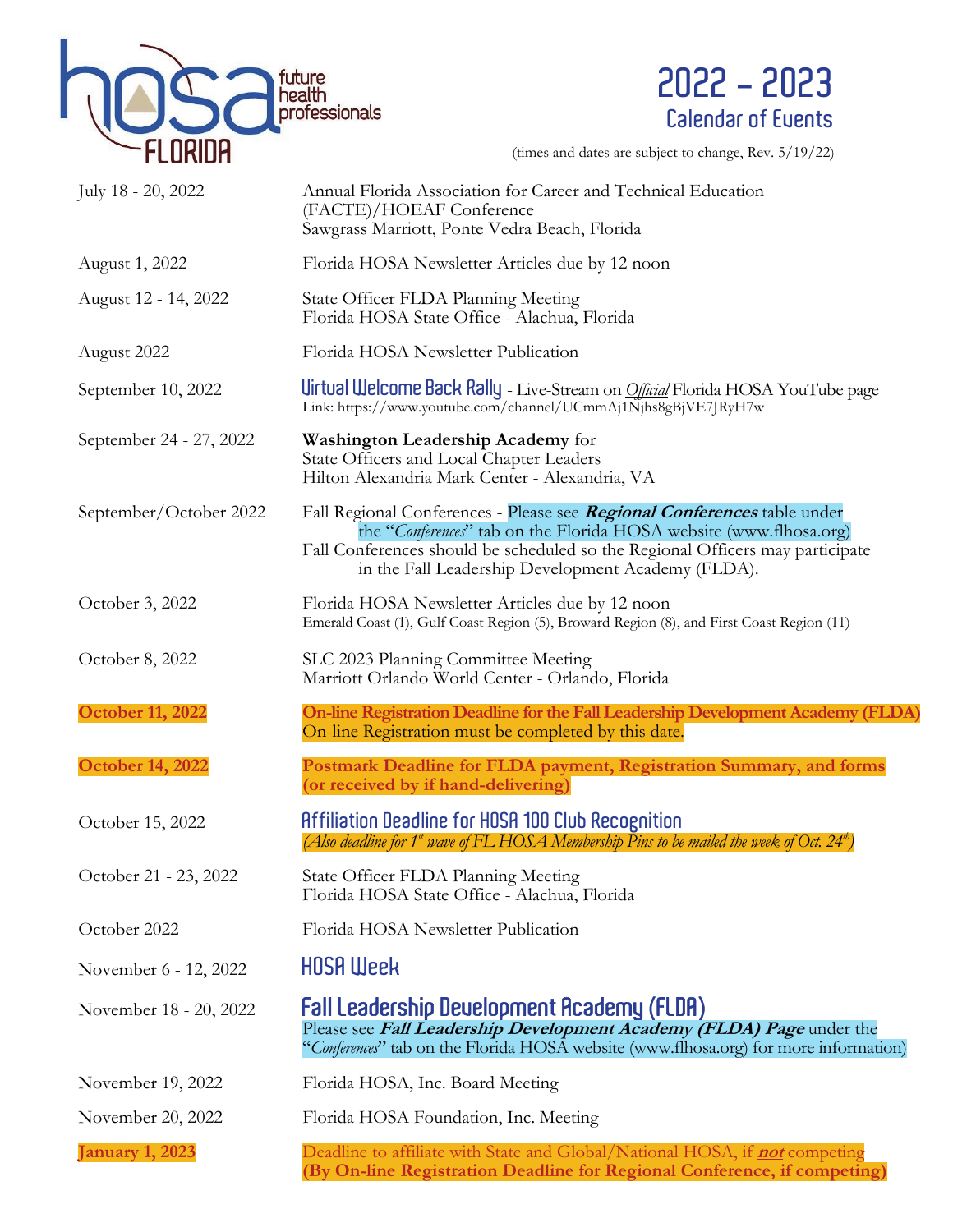# 2022 – 2023 Calendar of Events

(times and dates are subject to change, Rev. 5/19/22)

| Date | Event |
| --- | --- |
| July 18 - 20, 2022 | Annual Florida Association for Career and Technical Education (FACTE)/HOEAF Conference<br>Sawgrass Marriott, Ponte Vedra Beach, Florida |
| August 1, 2022 | Florida HOSA Newsletter Articles due by 12 noon |
| August 12 - 14, 2022 | State Officer FLDA Planning Meeting<br>Florida HOSA State Office - Alachua, Florida |
| August 2022 | Florida HOSA Newsletter Publication |
| September 10, 2022 | Virtual Welcome Back Rally - Live-Stream on *Official* Florida HOSA YouTube page<br>Link: https://www.youtube.com/channel/UCmmAj1Njhs8gBjVE7JRyH7w |
| September 24 - 27, 2022 | **Washington Leadership Academy** for<br>State Officers and Local Chapter Leaders<br>Hilton Alexandria Mark Center - Alexandria, VA |
| September/October 2022 | Fall Regional Conferences - Please see ***Regional Conferences*** table under the "*Conferences*" tab on the Florida HOSA website (www.flhosa.org)<br>Fall Conferences should be scheduled so the Regional Officers may participate in the Fall Leadership Development Academy (FLDA). |
| October 3, 2022 | Florida HOSA Newsletter Articles due by 12 noon<br>Emerald Coast (1), Gulf Coast Region (5), Broward Region (8), and First Coast Region (11) |
| October 8, 2022 | SLC 2023 Planning Committee Meeting<br>Marriott Orlando World Center - Orlando, Florida |
| **October 11, 2022** | **On-line Registration Deadline for the Fall Leadership Development Academy (FLDA)**<br>On-line Registration must be completed by this date. |
| **October 14, 2022** | **Postmark Deadline for FLDA payment, Registration Summary, and forms (or received by if hand-delivering)** |
| October 15, 2022 | Affiliation Deadline for HOSA 100 Club Recognition<br>*(Also deadline for 1st wave of FL HOSA Membership Pins to be mailed the week of Oct. 24th)* |
| October 21 - 23, 2022 | State Officer FLDA Planning Meeting<br>Florida HOSA State Office - Alachua, Florida |
| October 2022 | Florida HOSA Newsletter Publication |
| November 6 - 12, 2022 | HOSA Week |
| November 18 - 20, 2022 | **Fall Leadership Development Academy (FLDA)**<br>Please see ***Fall Leadership Development Academy (FLDA) Page*** under the "*Conferences*" tab on the Florida HOSA website (www.flhosa.org) for more information) |
| November 19, 2022 | Florida HOSA, Inc. Board Meeting |
| November 20, 2022 | Florida HOSA Foundation, Inc. Meeting |
| **January 1, 2023** | Deadline to affiliate with State and Global/National HOSA, if ***not*** competing<br>**(By On-line Registration Deadline for Regional Conference, if competing)** |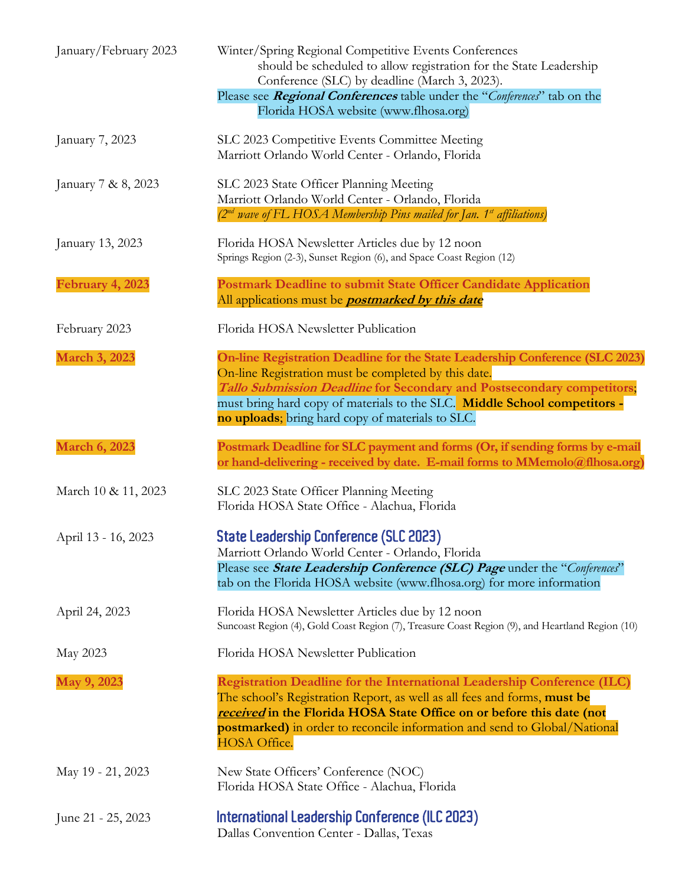| | |
|---|---|
| January/February 2023 | Winter/Spring Regional Competitive Events Conferences should be scheduled to allow registration for the State Leadership Conference (SLC) by deadline (March 3, 2023). Please see ***Regional Conferences*** table under the "*Conferences*" tab on the Florida HOSA website (www.flhosa.org) |
| January 7, 2023 | SLC 2023 Competitive Events Committee Meeting<br>Marriott Orlando World Center - Orlando, Florida |
| January 7 & 8, 2023 | SLC 2023 State Officer Planning Meeting<br>Marriott Orlando World Center - Orlando, Florida<br>*(2nd wave of FL HOSA Membership Pins mailed for Jan. 1st affiliations)* |
| January 13, 2023 | Florida HOSA Newsletter Articles due by 12 noon<br>Springs Region (2-3), Sunset Region (6), and Space Coast Region (12) |
| **February 4, 2023** | **Postmark Deadline to submit State Officer Candidate Application**<br>All applications must be ***postmarked by this date*** |
| February 2023 | Florida HOSA Newsletter Publication |
| **March 3, 2023** | **On-line Registration Deadline for the State Leadership Conference (SLC 2023)**<br>On-line Registration must be completed by this date.<br>***Tallo Submission Deadline* for Secondary and Postsecondary competitors**; must bring hard copy of materials to the SLC. **Middle School competitors - no uploads**; bring hard copy of materials to SLC. |
| **March 6, 2023** | **Postmark Deadline for SLC payment and forms (Or, if sending forms by e-mail or hand-delivering - received by date. E-mail forms to MMemolo@flhosa.org)** |
| March 10 & 11, 2023 | SLC 2023 State Officer Planning Meeting<br>Florida HOSA State Office - Alachua, Florida |
| April 13 - 16, 2023 | **State Leadership Conference (SLC 2023)**<br>Marriott Orlando World Center - Orlando, Florida<br>Please see ***State Leadership Conference (SLC) Page*** under the "*Conferences*" tab on the Florida HOSA website (www.flhosa.org) for more information |
| April 24, 2023 | Florida HOSA Newsletter Articles due by 12 noon<br>Suncoast Region (4), Gold Coast Region (7), Treasure Coast Region (9), and Heartland Region (10) |
| May 2023 | Florida HOSA Newsletter Publication |
| **May 9, 2023** | **Registration Deadline for the International Leadership Conference (ILC)**<br>The school's Registration Report, as well as all fees and forms, **must be *received* in the Florida HOSA State Office on or before this date (not postmarked)** in order to reconcile information and send to Global/National HOSA Office. |
| May 19 - 21, 2023 | New State Officers' Conference (NOC)<br>Florida HOSA State Office - Alachua, Florida |
| June 21 - 25, 2023 | **International Leadership Conference (ILC 2023)**<br>Dallas Convention Center - Dallas, Texas |